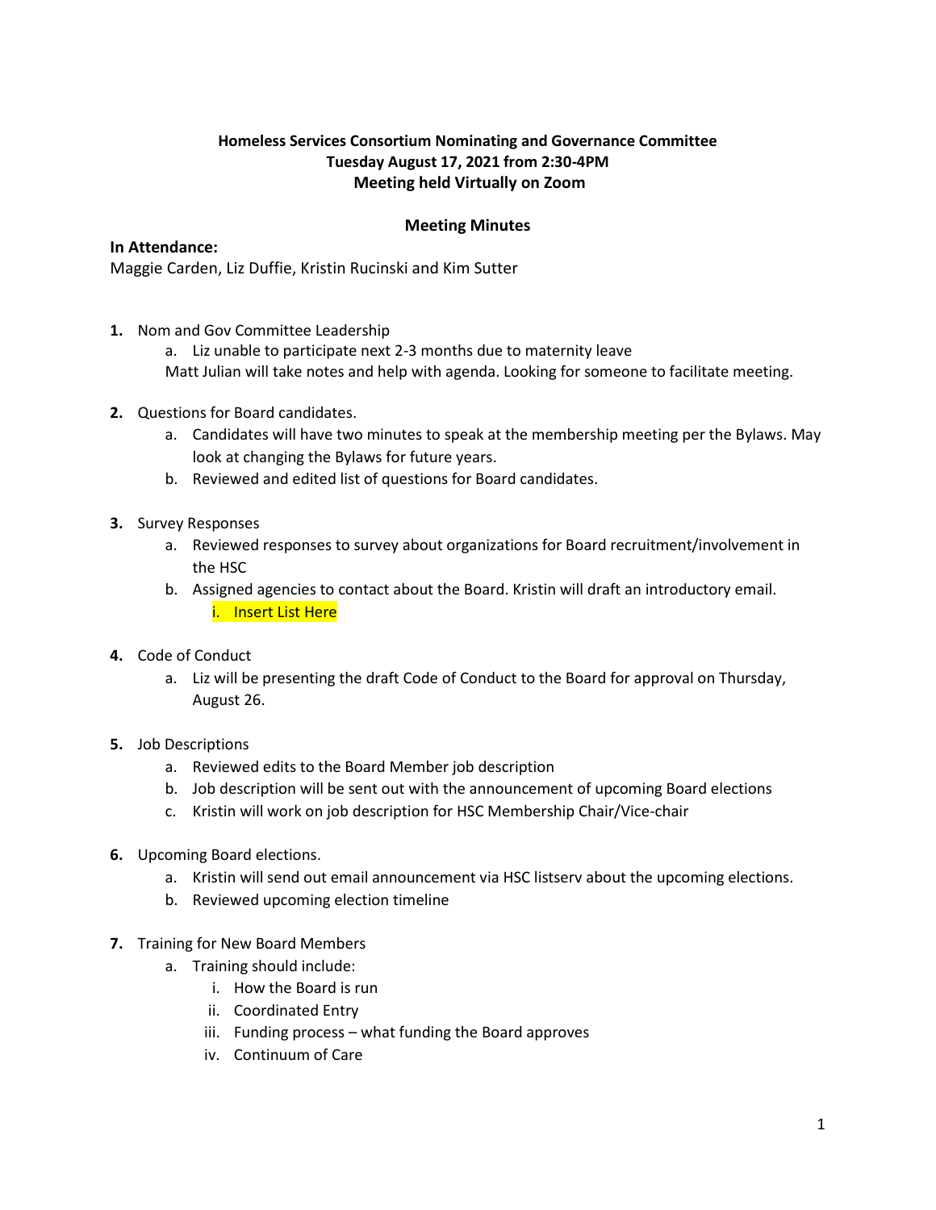**Homeless Services Consortium Nominating and Governance Committee**
**Tuesday August 17, 2021 from 2:30-4PM**
**Meeting held Virtually on Zoom**

**Meeting Minutes**

**In Attendance:**
Maggie Carden, Liz Duffie, Kristin Rucinski and Kim Sutter

1. Nom and Gov Committee Leadership
   a. Liz unable to participate next 2-3 months due to maternity leave
   Matt Julian will take notes and help with agenda. Looking for someone to facilitate meeting.

2. Questions for Board candidates.
   a. Candidates will have two minutes to speak at the membership meeting per the Bylaws. May look at changing the Bylaws for future years.
   b. Reviewed and edited list of questions for Board candidates.

3. Survey Responses
   a. Reviewed responses to survey about organizations for Board recruitment/involvement in the HSC
   b. Assigned agencies to contact about the Board. Kristin will draft an introductory email.
      i. Insert List Here

4. Code of Conduct
   a. Liz will be presenting the draft Code of Conduct to the Board for approval on Thursday, August 26.

5. Job Descriptions
   a. Reviewed edits to the Board Member job description
   b. Job description will be sent out with the announcement of upcoming Board elections
   c. Kristin will work on job description for HSC Membership Chair/Vice-chair

6. Upcoming Board elections.
   a. Kristin will send out email announcement via HSC listserv about the upcoming elections.
   b. Reviewed upcoming election timeline

7. Training for New Board Members
   a. Training should include:
      i. How the Board is run
      ii. Coordinated Entry
      iii. Funding process – what funding the Board approves
      iv. Continuum of Care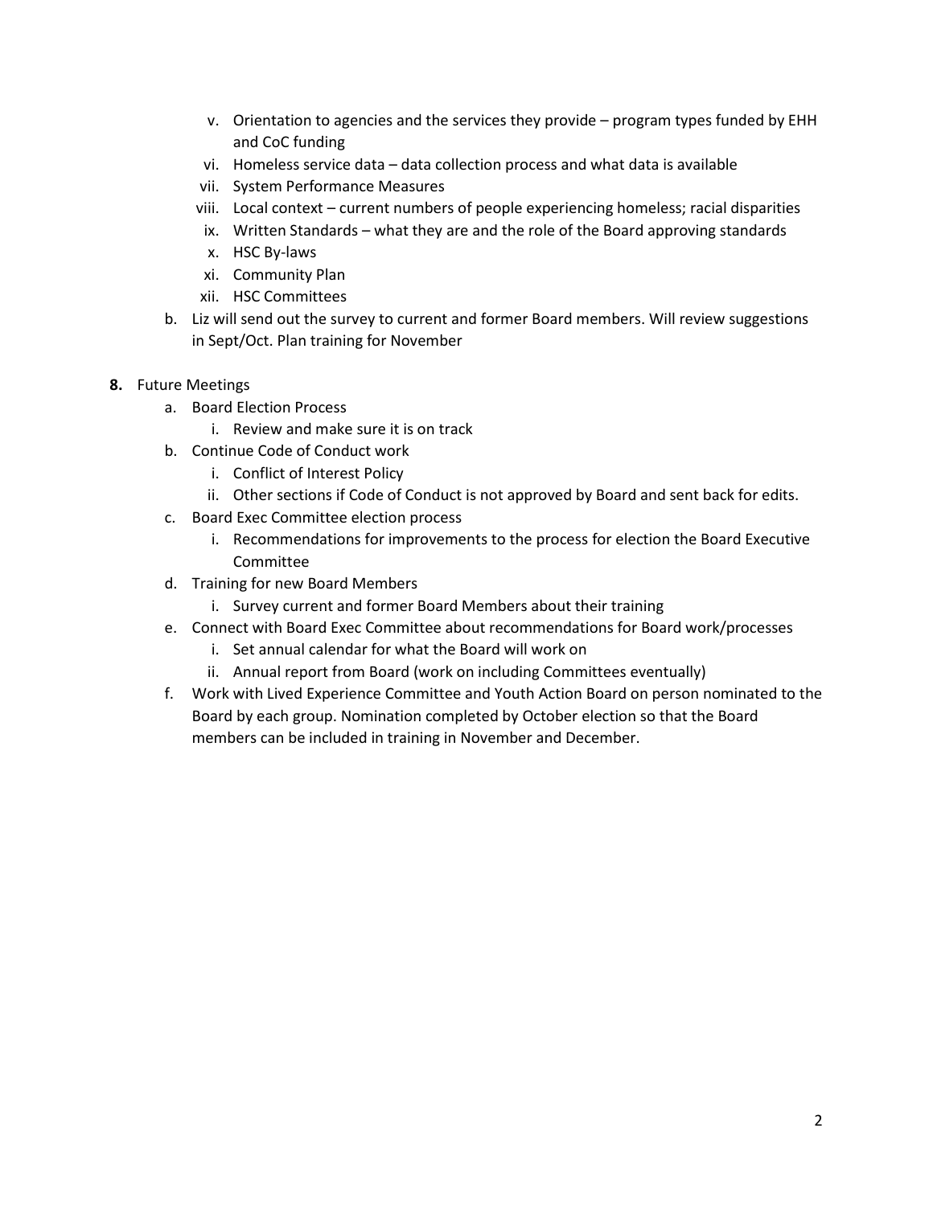v. Orientation to agencies and the services they provide – program types funded by EHH and CoC funding
vi. Homeless service data – data collection process and what data is available
vii. System Performance Measures
viii. Local context – current numbers of people experiencing homeless; racial disparities
ix. Written Standards – what they are and the role of the Board approving standards
x. HSC By-laws
xi. Community Plan
xii. HSC Committees

b. Liz will send out the survey to current and former Board members. Will review suggestions in Sept/Oct. Plan training for November

**8.** Future Meetings

a. Board Election Process
   i. Review and make sure it is on track
b. Continue Code of Conduct work
   i. Conflict of Interest Policy
   ii. Other sections if Code of Conduct is not approved by Board and sent back for edits.
c. Board Exec Committee election process
   i. Recommendations for improvements to the process for election the Board Executive Committee
d. Training for new Board Members
   i. Survey current and former Board Members about their training
e. Connect with Board Exec Committee about recommendations for Board work/processes
   i. Set annual calendar for what the Board will work on
   ii. Annual report from Board (work on including Committees eventually)
f. Work with Lived Experience Committee and Youth Action Board on person nominated to the Board by each group. Nomination completed by October election so that the Board members can be included in training in November and December.